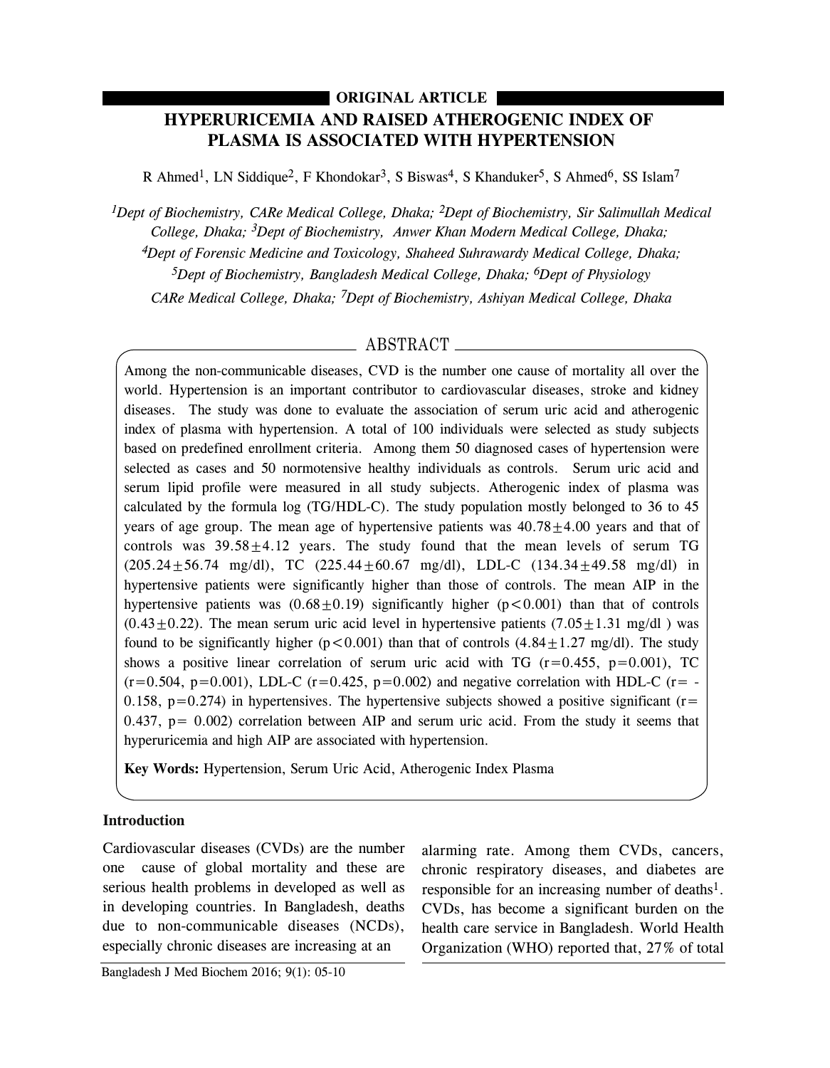ORIGINAL ARTICLE

# HYPERURICEMIA AND RAISED ATHEROGENIC INDEX OF PLASMA IS ASSOCIATED WITH HYPERTENSION

R Ahmed[1], LN Siddique[2], F Khondokar[3], S Biswas[4], S Khanduker[5], S Ahmed[6], SS Islam[7]

*[1]Dept of Biochemistry, CARe Medical College, Dhaka; [2]Dept of Biochemistry, Sir Salimullah Medical College, Dhaka; [3]Dept of Biochemistry, Anwer Khan Modern Medical College, Dhaka; [4]Dept of Forensic Medicine and Toxicology, Shaheed Suhrawardy Medical College, Dhaka; [5]Dept of Biochemistry, Bangladesh Medical College, Dhaka; [6]Dept of Physiology CARe Medical College, Dhaka; [7]Dept of Biochemistry, Ashiyan Medical College, Dhaka*

## ABSTRACT

Among the non-communicable diseases, CVD is the number one cause of mortality all over the world. Hypertension is an important contributor to cardiovascular diseases, stroke and kidney diseases. The study was done to evaluate the association of serum uric acid and atherogenic index of plasma with hypertension. A total of 100 individuals were selected as study subjects based on predefined enrollment criteria. Among them 50 diagnosed cases of hypertension were selected as cases and 50 normotensive healthy individuals as controls. Serum uric acid and serum lipid profile were measured in all study subjects. Atherogenic index of plasma was calculated by the formula log (TG/HDL-C). The study population mostly belonged to 36 to 45 years of age group. The mean age of hypertensive patients was $40.78 \pm 4.00$ years and that of controls was $39.58 \pm 4.12$ years. The study found that the mean levels of serum TG ($205.24 \pm 56.74$ mg/dl), TC ($225.44 \pm 60.67$ mg/dl), LDL-C ($134.34 \pm 49.58$ mg/dl) in hypertensive patients were significantly higher than those of controls. The mean AIP in the hypertensive patients was ($0.68 \pm 0.19$) significantly higher ($p < 0.001$) than that of controls ($0.43 \pm 0.22$). The mean serum uric acid level in hypertensive patients ($7.05 \pm 1.31$ mg/dl ) was found to be significantly higher ($p < 0.001$) than that of controls ($4.84 \pm 1.27$ mg/dl). The study shows a positive linear correlation of serum uric acid with TG ($r = 0.455$, $p = 0.001$), TC ($r = 0.504$, $p = 0.001$), LDL-C ($r = 0.425$, $p = 0.002$) and negative correlation with HDL-C ($r = -0.158$, $p = 0.274$) in hypertensives. The hypertensive subjects showed a positive significant ($r = 0.437$, $p = 0.002$) correlation between AIP and serum uric acid. From the study it seems that hyperuricemia and high AIP are associated with hypertension.

**Key Words:** Hypertension, Serum Uric Acid, Atherogenic Index Plasma

## Introduction

Cardiovascular diseases (CVDs) are the number one cause of global mortality and these are serious health problems in developed as well as in developing countries. In Bangladesh, deaths due to non-communicable diseases (NCDs), especially chronic diseases are increasing at an alarming rate. Among them CVDs, cancers, chronic respiratory diseases, and diabetes are responsible for an increasing number of deaths[1]. CVDs, has become a significant burden on the health care service in Bangladesh. World Health Organization (WHO) reported that, 27% of total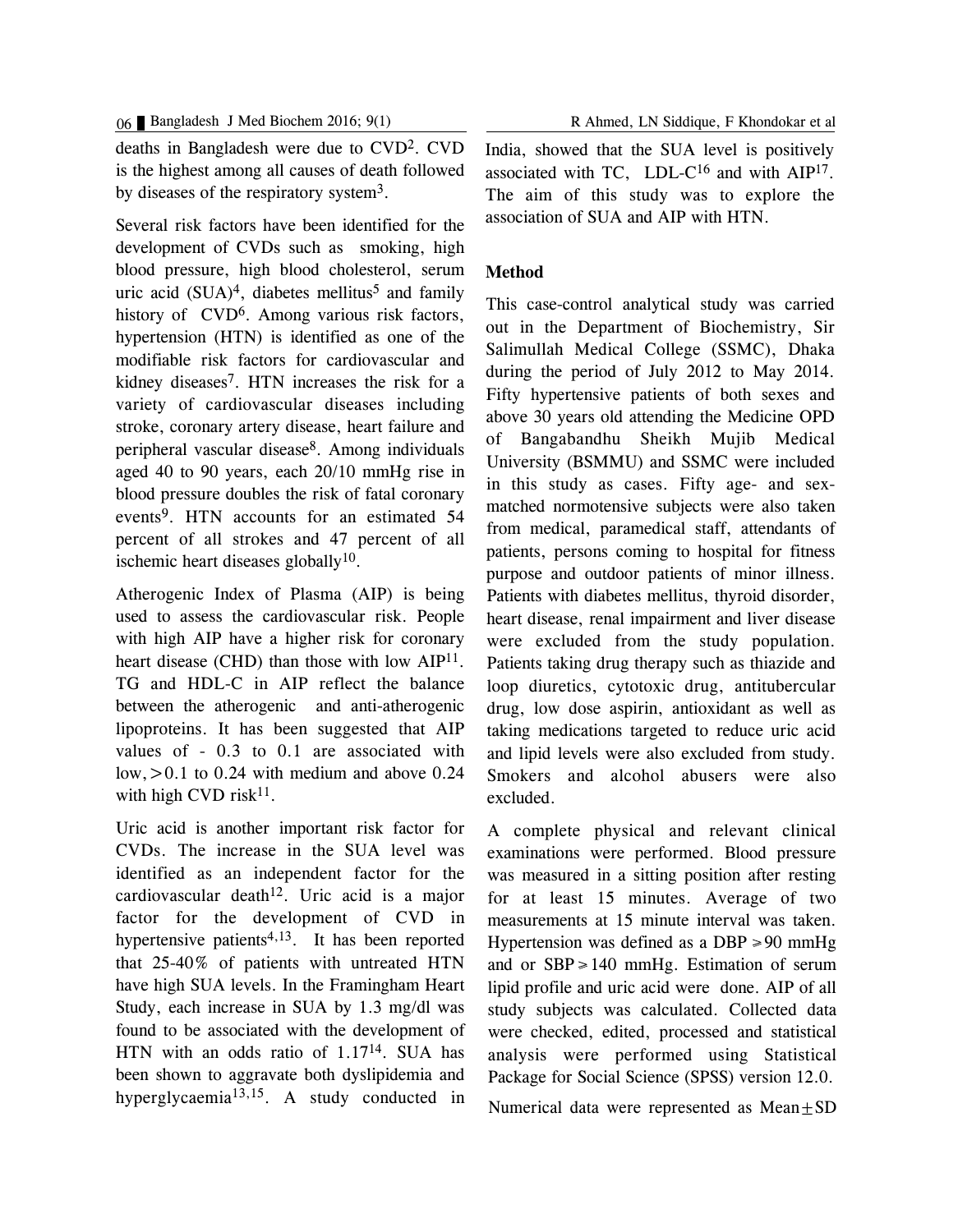deaths in Bangladesh were due to CVD[2]. CVD is the highest among all causes of death followed by diseases of the respiratory system[3].

Several risk factors have been identified for the development of CVDs such as smoking, high blood pressure, high blood cholesterol, serum uric acid (SUA)[4], diabetes mellitus[5] and family history of CVD[6]. Among various risk factors, hypertension (HTN) is identified as one of the modifiable risk factors for cardiovascular and kidney diseases[7]. HTN increases the risk for a variety of cardiovascular diseases including stroke, coronary artery disease, heart failure and peripheral vascular disease[8]. Among individuals aged 40 to 90 years, each 20/10 mmHg rise in blood pressure doubles the risk of fatal coronary events[9]. HTN accounts for an estimated 54 percent of all strokes and 47 percent of all ischemic heart diseases globally[10].

Atherogenic Index of Plasma (AIP) is being used to assess the cardiovascular risk. People with high AIP have a higher risk for coronary heart disease (CHD) than those with low AIP[11]. TG and HDL-C in AIP reflect the balance between the atherogenic and anti-atherogenic lipoproteins. It has been suggested that AIP values of - 0.3 to 0.1 are associated with low, >0.1 to 0.24 with medium and above 0.24 with high CVD risk[11].

Uric acid is another important risk factor for CVDs. The increase in the SUA level was identified as an independent factor for the cardiovascular death[12]. Uric acid is a major factor for the development of CVD in hypertensive patients[4,13]. It has been reported that 25-40% of patients with untreated HTN have high SUA levels. In the Framingham Heart Study, each increase in SUA by 1.3 mg/dl was found to be associated with the development of HTN with an odds ratio of 1.17[14]. SUA has been shown to aggravate both dyslipidemia and hyperglycaemia[13,15]. A study conducted in India, showed that the SUA level is positively associated with TC, LDL-C[16] and with AIP[17]. The aim of this study was to explore the association of SUA and AIP with HTN.

## Method

This case-control analytical study was carried out in the Department of Biochemistry, Sir Salimullah Medical College (SSMC), Dhaka during the period of July 2012 to May 2014. Fifty hypertensive patients of both sexes and above 30 years old attending the Medicine OPD of Bangabandhu Sheikh Mujib Medical University (BSMMU) and SSMC were included in this study as cases. Fifty age- and sex-matched normotensive subjects were also taken from medical, paramedical staff, attendants of patients, persons coming to hospital for fitness purpose and outdoor patients of minor illness. Patients with diabetes mellitus, thyroid disorder, heart disease, renal impairment and liver disease were excluded from the study population. Patients taking drug therapy such as thiazide and loop diuretics, cytotoxic drug, antitubercular drug, low dose aspirin, antioxidant as well as taking medications targeted to reduce uric acid and lipid levels were also excluded from study. Smokers and alcohol abusers were also excluded.

A complete physical and relevant clinical examinations were performed. Blood pressure was measured in a sitting position after resting for at least 15 minutes. Average of two measurements at 15 minute interval was taken. Hypertension was defined as a DBP $\geq$90 mmHg and or SBP$\geq$140 mmHg. Estimation of serum lipid profile and uric acid were done. AIP of all study subjects was calculated. Collected data were checked, edited, processed and statistical analysis were performed using Statistical Package for Social Science (SPSS) version 12.0.

Numerical data were represented as Mean$\pm$SD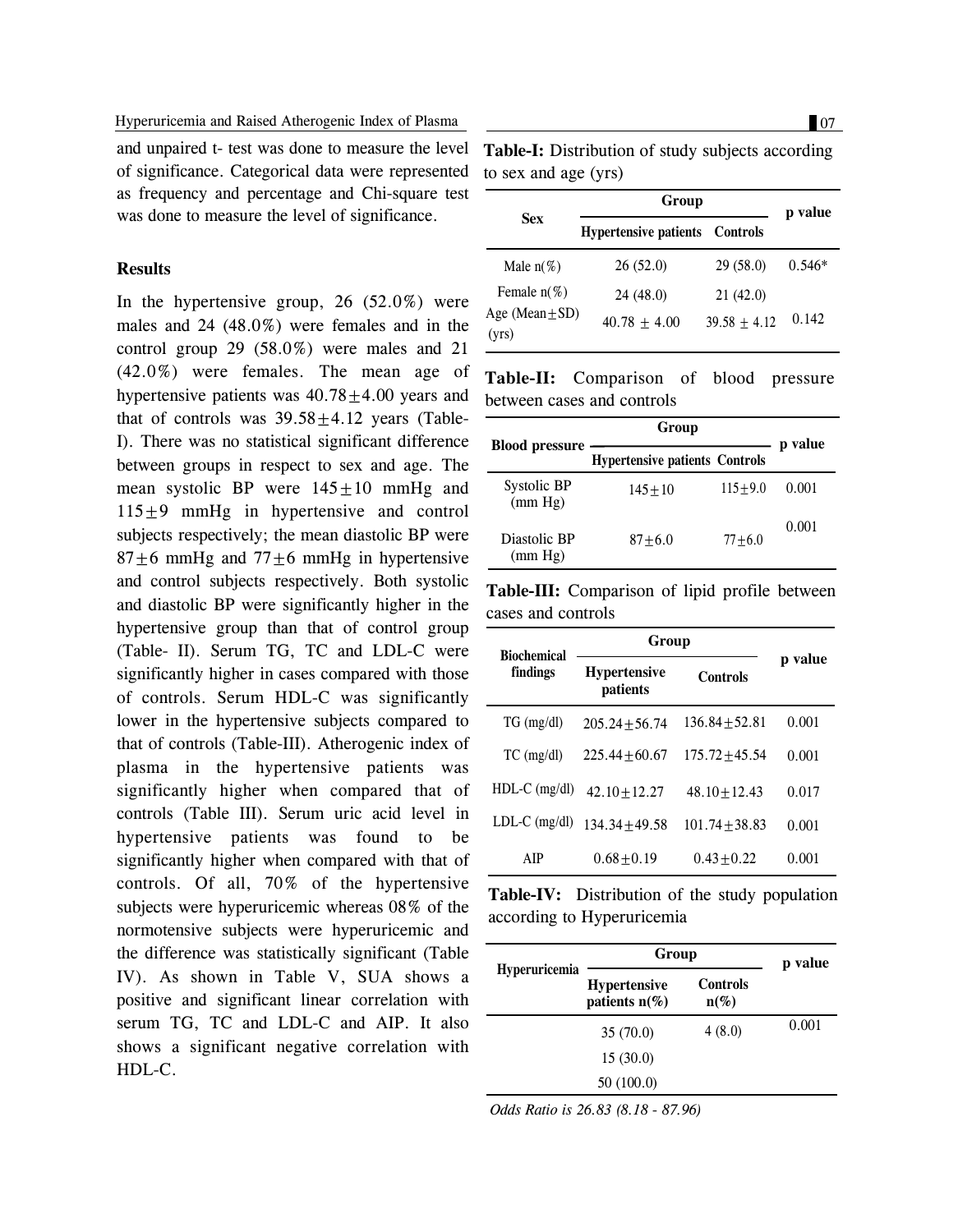and unpaired t- test was done to measure the level of significance. Categorical data were represented as frequency and percentage and Chi-square test was done to measure the level of significance.

## Results

In the hypertensive group, 26 (52.0%) were males and 24 (48.0%) were females and in the control group 29 (58.0%) were males and 21 (42.0%) were females. The mean age of hypertensive patients was 40.78±4.00 years and that of controls was 39.58±4.12 years (Table-I). There was no statistical significant difference between groups in respect to sex and age. The mean systolic BP were 145±10 mmHg and 115±9 mmHg in hypertensive and control subjects respectively; the mean diastolic BP were 87±6 mmHg and 77±6 mmHg in hypertensive and control subjects respectively. Both systolic and diastolic BP were significantly higher in the hypertensive group than that of control group (Table- II). Serum TG, TC and LDL-C were significantly higher in cases compared with those of controls. Serum HDL-C was significantly lower in the hypertensive subjects compared to that of controls (Table-III). Atherogenic index of plasma in the hypertensive patients was significantly higher when compared that of controls (Table III). Serum uric acid level in hypertensive patients was found to be significantly higher when compared with that of controls. Of all, 70% of the hypertensive subjects were hyperuricemic whereas 08% of the normotensive subjects were hyperuricemic and the difference was statistically significant (Table IV). As shown in Table V, SUA shows a positive and significant linear correlation with serum TG, TC and LDL-C and AIP. It also shows a significant negative correlation with HDL-C.

**Table-I:** Distribution of study subjects according to sex and age (yrs)

| Sex | Group | | p value |
|---|---|---|---|
| | Hypertensive patients | Controls | |
| Male n(%) | 26 (52.0) | 29 (58.0) | 0.546* |
| Female n(%) | 24 (48.0) | 21 (42.0) | |
| Age (Mean±SD) (yrs) | 40.78 ± 4.00 | 39.58 ± 4.12 | 0.142 |

**Table-II:** Comparison of blood pressure between cases and controls

| Blood pressure | Group | | p value |
|---|---|---|---|
| | Hypertensive patients | Controls | |
| Systolic BP (mm Hg) | 145±10 | 115±9.0 | 0.001 |
| Diastolic BP (mm Hg) | 87±6.0 | 77±6.0 | 0.001 |

**Table-III:** Comparison of lipid profile between cases and controls

| Biochemical findings | Group | | p value |
|---|---|---|---|
| | Hypertensive patients | Controls | |
| TG (mg/dl) | 205.24±56.74 | 136.84±52.81 | 0.001 |
| TC (mg/dl) | 225.44±60.67 | 175.72±45.54 | 0.001 |
| HDL-C (mg/dl) | 42.10±12.27 | 48.10±12.43 | 0.017 |
| LDL-C (mg/dl) | 134.34±49.58 | 101.74±38.83 | 0.001 |
| AIP | 0.68±0.19 | 0.43±0.22 | 0.001 |

**Table-IV:** Distribution of the study population according to Hyperuricemia

| Hyperuricemia | Group | | p value |
|---|---|---|---|
| | Hypertensive patients n(%) | Controls n(%) | |
| | 35 (70.0) | 4 (8.0) | 0.001 |
| | 15 (30.0) | | |
| | 50 (100.0) | | |

*Odds Ratio is 26.83 (8.18 - 87.96)*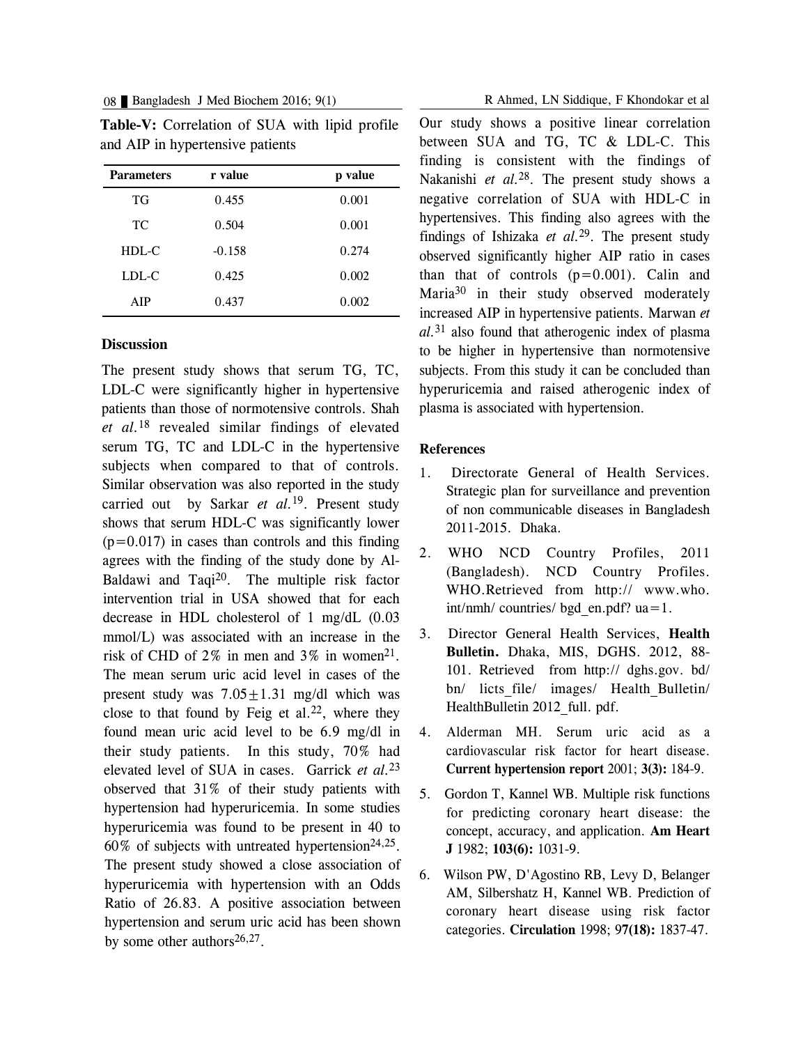**Table-V:** Correlation of SUA with lipid profile and AIP in hypertensive patients

| Parameters | r value | p value |
|---|---|---|
| TG | 0.455 | 0.001 |
| TC | 0.504 | 0.001 |
| HDL-C | -0.158 | 0.274 |
| LDL-C | 0.425 | 0.002 |
| AIP | 0.437 | 0.002 |

## Discussion

The present study shows that serum TG, TC, LDL-C were significantly higher in hypertensive patients than those of normotensive controls. Shah *et al.*[18] revealed similar findings of elevated serum TG, TC and LDL-C in the hypertensive subjects when compared to that of controls. Similar observation was also reported in the study carried out by Sarkar *et al.*[19]. Present study shows that serum HDL-C was significantly lower (p=0.017) in cases than controls and this finding agrees with the finding of the study done by Al-Baldawi and Taqi[20]. The multiple risk factor intervention trial in USA showed that for each decrease in HDL cholesterol of 1 mg/dL (0.03 mmol/L) was associated with an increase in the risk of CHD of 2% in men and 3% in women[21]. The mean serum uric acid level in cases of the present study was $7.05 \pm 1.31$ mg/dl which was close to that found by Feig et al.[22], where they found mean uric acid level to be 6.9 mg/dl in their study patients. In this study, 70% had elevated level of SUA in cases. Garrick *et al.*[23] observed that 31% of their study patients with hypertension had hyperuricemia. In some studies hyperuricemia was found to be present in 40 to 60% of subjects with untreated hypertension[24,25]. The present study showed a close association of hyperuricemia with hypertension with an Odds Ratio of 26.83. A positive association between hypertension and serum uric acid has been shown by some other authors[26,27].

Our study shows a positive linear correlation between SUA and TG, TC & LDL-C. This finding is consistent with the findings of Nakanishi *et al.*[28]. The present study shows a negative correlation of SUA with HDL-C in hypertensives. This finding also agrees with the findings of Ishizaka *et al.*[29]. The present study observed significantly higher AIP ratio in cases than that of controls (p=0.001). Calin and Maria[30] in their study observed moderately increased AIP in hypertensive patients. Marwan *et al.*[31] also found that atherogenic index of plasma to be higher in hypertensive than normotensive subjects. From this study it can be concluded than hyperuricemia and raised atherogenic index of plasma is associated with hypertension.

## References

1. Directorate General of Health Services. Strategic plan for surveillance and prevention of non communicable diseases in Bangladesh 2011-2015. Dhaka.
2. WHO NCD Country Profiles, 2011 (Bangladesh). NCD Country Profiles. WHO.Retrieved from http:// www.who. int/nmh/ countries/ bgd_en.pdf? ua=1.
3. Director General Health Services, **Health Bulletin.** Dhaka, MIS, DGHS. 2012, 88-101. Retrieved from http:// dghs.gov. bd/ bn/ licts_file/ images/ Health_Bulletin/ HealthBulletin 2012_full. pdf.
4. Alderman MH. Serum uric acid as a cardiovascular risk factor for heart disease. **Current hypertension report** 2001; **3(3):** 184-9.
5. Gordon T, Kannel WB. Multiple risk functions for predicting coronary heart disease: the concept, accuracy, and application. **Am Heart J** 1982; **103(6):** 1031-9.
6. Wilson PW, D'Agostino RB, Levy D, Belanger AM, Silbershatz H, Kannel WB. Prediction of coronary heart disease using risk factor categories. **Circulation** 1998; 9**7(18):** 1837-47.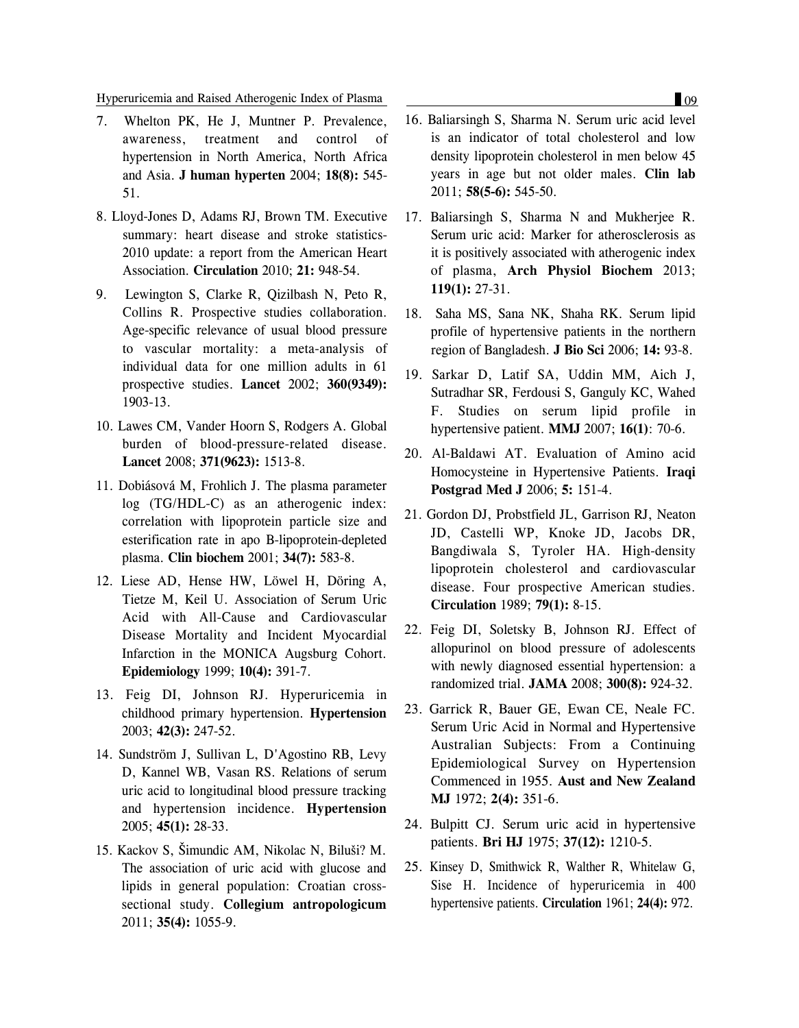7. Whelton PK, He J, Muntner P. Prevalence, awareness, treatment and control of hypertension in North America, North Africa and Asia. **J human hyperten** 2004; **18(8):** 545-51.

8. Lloyd-Jones D, Adams RJ, Brown TM. Executive summary: heart disease and stroke statistics-2010 update: a report from the American Heart Association. **Circulation** 2010; **21:** 948-54.

9. Lewington S, Clarke R, Qizilbash N, Peto R, Collins R. Prospective studies collaboration. Age-specific relevance of usual blood pressure to vascular mortality: a meta-analysis of individual data for one million adults in 61 prospective studies. **Lancet** 2002; **360(9349):** 1903-13.

10. Lawes CM, Vander Hoorn S, Rodgers A. Global burden of blood-pressure-related disease. **Lancet** 2008; **371(9623):** 1513-8.

11. Dobiásová M, Frohlich J. The plasma parameter log (TG/HDL-C) as an atherogenic index: correlation with lipoprotein particle size and esterification rate in apo B-lipoprotein-depleted plasma. **Clin biochem** 2001; **34(7):** 583-8.

12. Liese AD, Hense HW, Löwel H, Döring A, Tietze M, Keil U. Association of Serum Uric Acid with All-Cause and Cardiovascular Disease Mortality and Incident Myocardial Infarction in the MONICA Augsburg Cohort. **Epidemiology** 1999; **10(4):** 391-7.

13. Feig DI, Johnson RJ. Hyperuricemia in childhood primary hypertension. **Hypertension** 2003; **42(3):** 247-52.

14. Sundström J, Sullivan L, D'Agostino RB, Levy D, Kannel WB, Vasan RS. Relations of serum uric acid to longitudinal blood pressure tracking and hypertension incidence. **Hypertension** 2005; **45(1):** 28-33.

15. Kackov S, Šimundic AM, Nikolac N, Biluši? M. The association of uric acid with glucose and lipids in general population: Croatian cross-sectional study. **Collegium antropologicum** 2011; **35(4):** 1055-9.

16. Baliarsingh S, Sharma N. Serum uric acid level is an indicator of total cholesterol and low density lipoprotein cholesterol in men below 45 years in age but not older males. **Clin lab** 2011; **58(5-6):** 545-50.

17. Baliarsingh S, Sharma N and Mukherjee R. Serum uric acid: Marker for atherosclerosis as it is positively associated with atherogenic index of plasma, **Arch Physiol Biochem** 2013; **119(1):** 27-31.

18. Saha MS, Sana NK, Shaha RK. Serum lipid profile of hypertensive patients in the northern region of Bangladesh. **J Bio Sci** 2006; **14:** 93-8.

19. Sarkar D, Latif SA, Uddin MM, Aich J, Sutradhar SR, Ferdousi S, Ganguly KC, Wahed F. Studies on serum lipid profile in hypertensive patient. **MMJ** 2007; **16(1)**: 70-6.

20. Al-Baldawi AT. Evaluation of Amino acid Homocysteine in Hypertensive Patients. **Iraqi Postgrad Med J** 2006; **5:** 151-4.

21. Gordon DJ, Probstfield JL, Garrison RJ, Neaton JD, Castelli WP, Knoke JD, Jacobs DR, Bangdiwala S, Tyroler HA. High-density lipoprotein cholesterol and cardiovascular disease. Four prospective American studies. **Circulation** 1989; **79(1):** 8-15.

22. Feig DI, Soletsky B, Johnson RJ. Effect of allopurinol on blood pressure of adolescents with newly diagnosed essential hypertension: a randomized trial. **JAMA** 2008; **300(8):** 924-32.

23. Garrick R, Bauer GE, Ewan CE, Neale FC. Serum Uric Acid in Normal and Hypertensive Australian Subjects: From a Continuing Epidemiological Survey on Hypertension Commenced in 1955. **Aust and New Zealand MJ** 1972; **2(4):** 351-6.

24. Bulpitt CJ. Serum uric acid in hypertensive patients. **Bri HJ** 1975; **37(12):** 1210-5.

25. Kinsey D, Smithwick R, Walther R, Whitelaw G, Sise H. Incidence of hyperuricemia in 400 hypertensive patients. **Circulation** 1961; **24(4):** 972.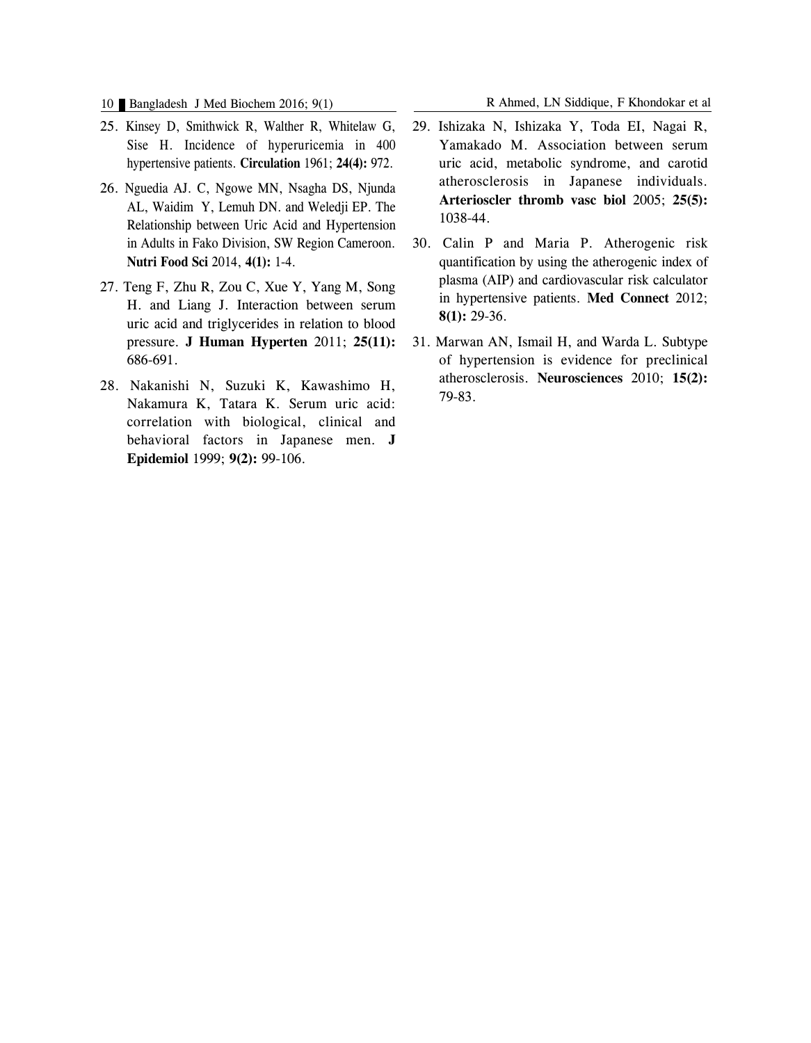25. Kinsey D, Smithwick R, Walther R, Whitelaw G, Sise H. Incidence of hyperuricemia in 400 hypertensive patients. **Circulation** 1961; **24(4):** 972.

26. Nguedia AJ. C, Ngowe MN, Nsagha DS, Njunda AL, Waidim Y, Lemuh DN. and Weledji EP. The Relationship between Uric Acid and Hypertension in Adults in Fako Division, SW Region Cameroon. **Nutri Food Sci** 2014, **4(1):** 1-4.

27. Teng F, Zhu R, Zou C, Xue Y, Yang M, Song H. and Liang J. Interaction between serum uric acid and triglycerides in relation to blood pressure. **J Human Hyperten** 2011; **25(11):** 686-691.

28. Nakanishi N, Suzuki K, Kawashimo H, Nakamura K, Tatara K. Serum uric acid: correlation with biological, clinical and behavioral factors in Japanese men. **J Epidemiol** 1999; **9(2):** 99-106.

29. Ishizaka N, Ishizaka Y, Toda EI, Nagai R, Yamakado M. Association between serum uric acid, metabolic syndrome, and carotid atherosclerosis in Japanese individuals. **Arterioscler thromb vasc biol** 2005; **25(5):** 1038-44.

30. Calin P and Maria P. Atherogenic risk quantification by using the atherogenic index of plasma (AIP) and cardiovascular risk calculator in hypertensive patients. **Med Connect** 2012; **8(1):** 29-36.

31. Marwan AN, Ismail H, and Warda L. Subtype of hypertension is evidence for preclinical atherosclerosis. **Neurosciences** 2010; **15(2):** 79-83.